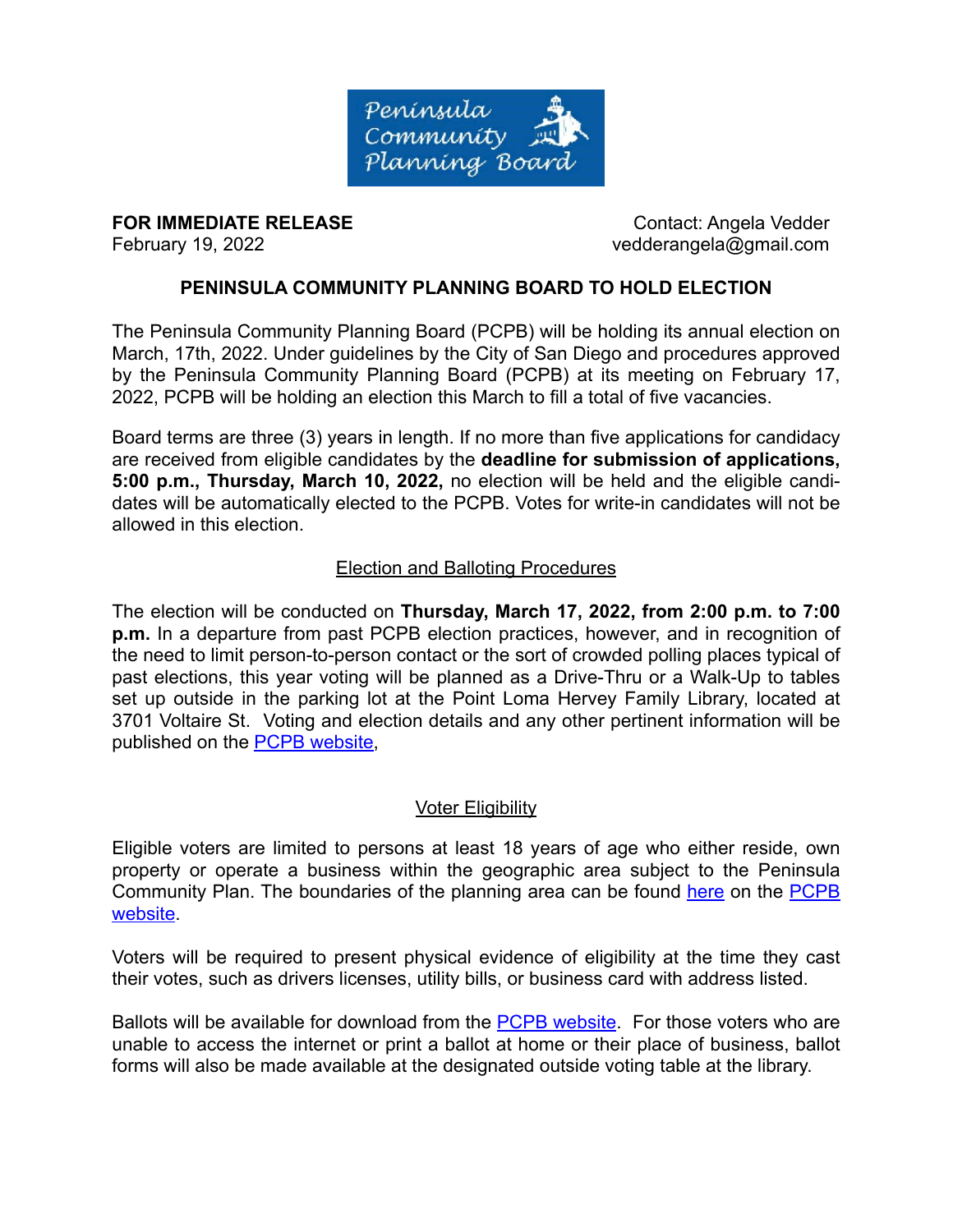Peninsula Community Planning Board

**FOR IMMEDIATE RELEASE**
February 19, 2022

Contact: Angela Vedder
vedderangela@gmail.com

## PENINSULA COMMUNITY PLANNING BOARD TO HOLD ELECTION

The Peninsula Community Planning Board (PCPB) will be holding its annual election on March, 17th, 2022. Under guidelines by the City of San Diego and procedures approved by the Peninsula Community Planning Board (PCPB) at its meeting on February 17, 2022, PCPB will be holding an election this March to fill a total of five vacancies.

Board terms are three (3) years in length. If no more than five applications for candidacy are received from eligible candidates by the **deadline for submission of applications, 5:00 p.m., Thursday, March 10, 2022,** no election will be held and the eligible candidates will be automatically elected to the PCPB. Votes for write-in candidates will not be allowed in this election.

### Election and Balloting Procedures

The election will be conducted on **Thursday, March 17, 2022, from 2:00 p.m. to 7:00 p.m.** In a departure from past PCPB election practices, however, and in recognition of the need to limit person-to-person contact or the sort of crowded polling places typical of past elections, this year voting will be planned as a Drive-Thru or a Walk-Up to tables set up outside in the parking lot at the Point Loma Hervey Family Library, located at 3701 Voltaire St. Voting and election details and any other pertinent information will be published on the PCPB website,

### Voter Eligibility

Eligible voters are limited to persons at least 18 years of age who either reside, own property or operate a business within the geographic area subject to the Peninsula Community Plan. The boundaries of the planning area can be found here on the PCPB website.

Voters will be required to present physical evidence of eligibility at the time they cast their votes, such as drivers licenses, utility bills, or business card with address listed.

Ballots will be available for download from the PCPB website. For those voters who are unable to access the internet or print a ballot at home or their place of business, ballot forms will also be made available at the designated outside voting table at the library.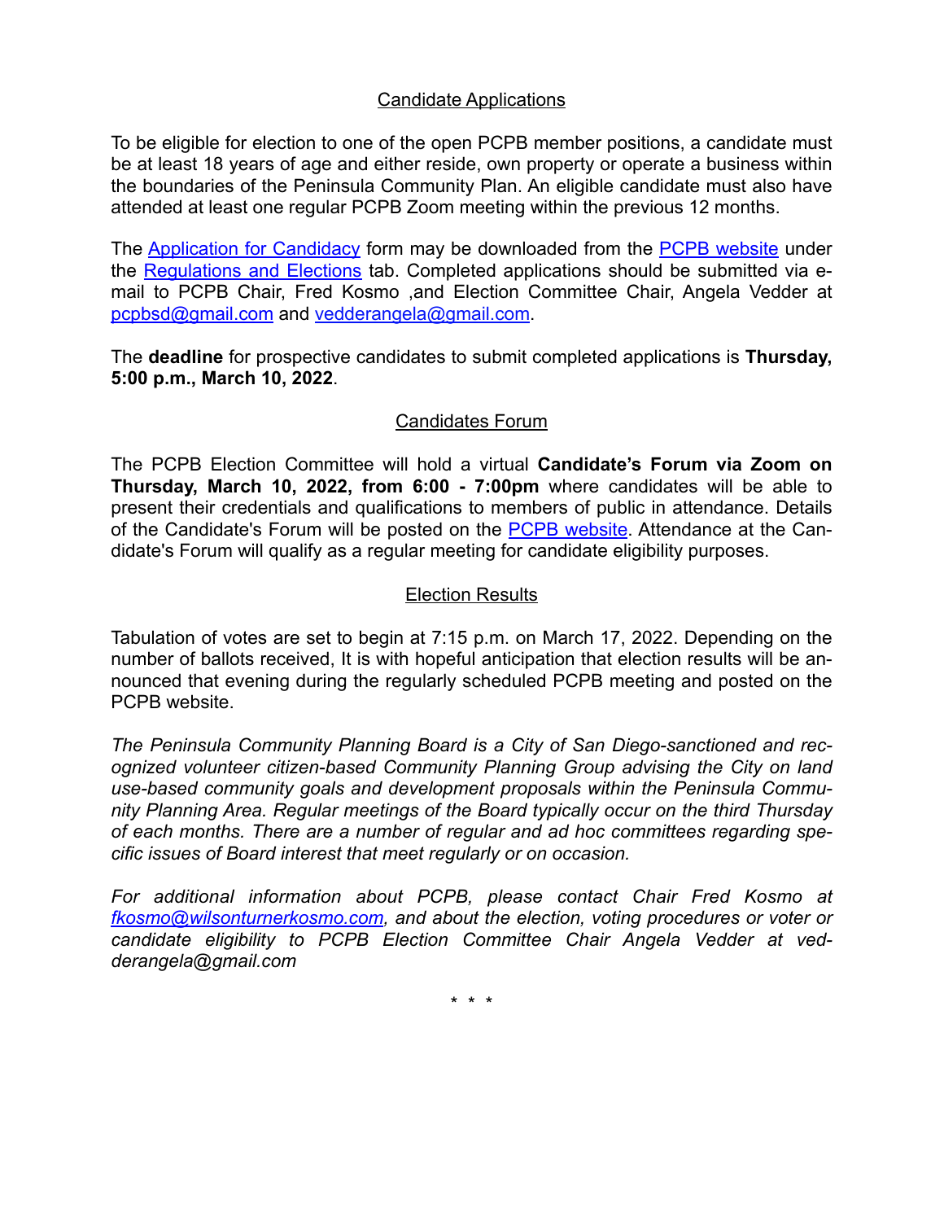## Candidate Applications

To be eligible for election to one of the open PCPB member positions, a candidate must be at least 18 years of age and either reside, own property or operate a business within the boundaries of the Peninsula Community Plan. An eligible candidate must also have attended at least one regular PCPB Zoom meeting within the previous 12 months.

The Application for Candidacy form may be downloaded from the PCPB website under the Regulations and Elections tab. Completed applications should be submitted via e-mail to PCPB Chair, Fred Kosmo ,and Election Committee Chair, Angela Vedder at pcpbsd@gmail.com and vedderangela@gmail.com.

The **deadline** for prospective candidates to submit completed applications is **Thursday, 5:00 p.m., March 10, 2022**.

## Candidates Forum

The PCPB Election Committee will hold a virtual **Candidate's Forum via Zoom on Thursday, March 10, 2022, from 6:00 - 7:00pm** where candidates will be able to present their credentials and qualifications to members of public in attendance. Details of the Candidate's Forum will be posted on the PCPB website. Attendance at the Candidate's Forum will qualify as a regular meeting for candidate eligibility purposes.

## Election Results

Tabulation of votes are set to begin at 7:15 p.m. on March 17, 2022. Depending on the number of ballots received, It is with hopeful anticipation that election results will be announced that evening during the regularly scheduled PCPB meeting and posted on the PCPB website.

*The Peninsula Community Planning Board is a City of San Diego-sanctioned and recognized volunteer citizen-based Community Planning Group advising the City on land use-based community goals and development proposals within the Peninsula Community Planning Area. Regular meetings of the Board typically occur on the third Thursday of each months. There are a number of regular and ad hoc committees regarding specific issues of Board interest that meet regularly or on occasion.*

*For additional information about PCPB, please contact Chair Fred Kosmo at fkosmo@wilsonturnerkosmo.com, and about the election, voting procedures or voter or candidate eligibility to PCPB Election Committee Chair Angela Vedder at vedderangela@gmail.com*

\* \* \*